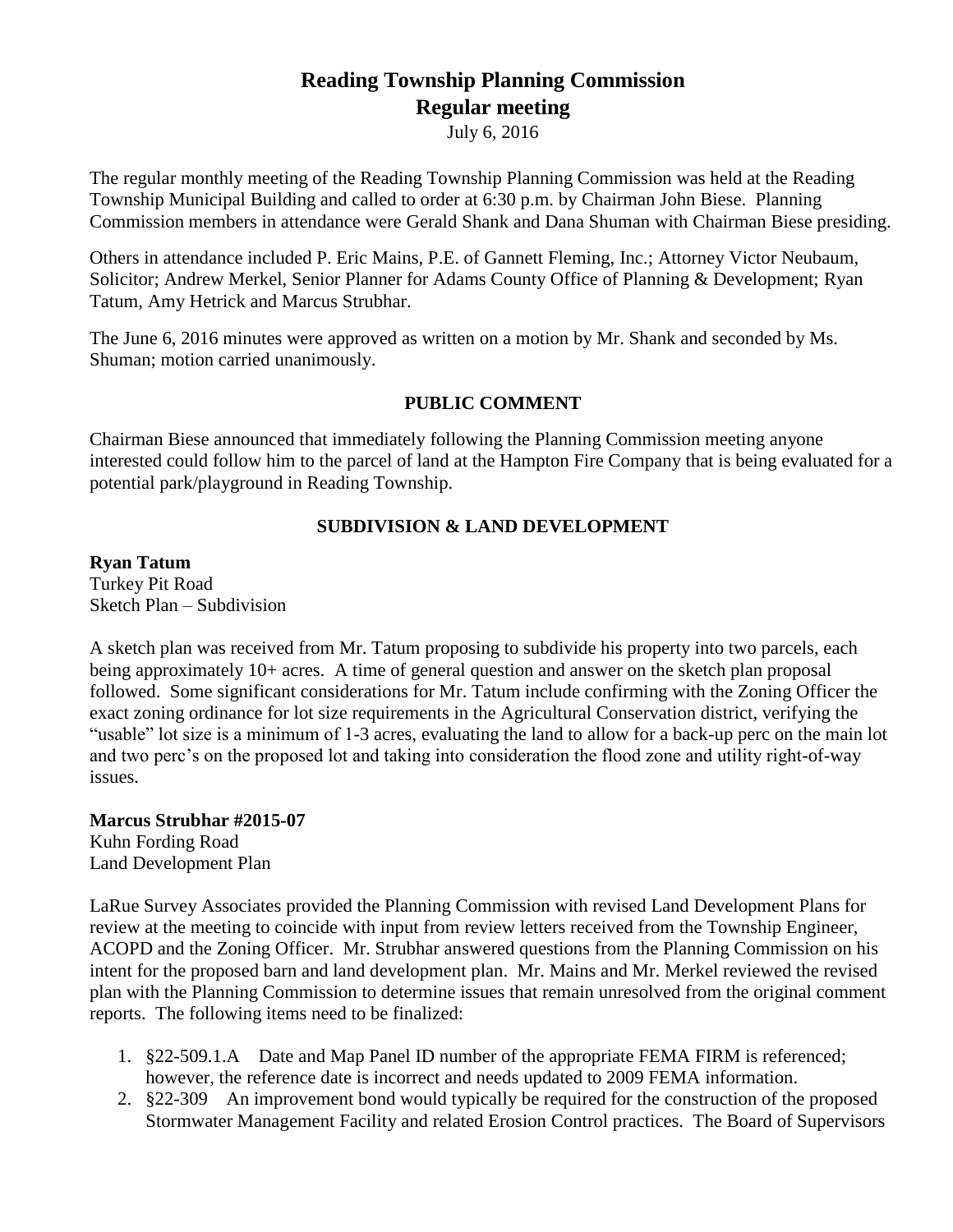# Reading Township Planning Commission

## Regular meeting

July 6, 2016

The regular monthly meeting of the Reading Township Planning Commission was held at the Reading Township Municipal Building and called to order at 6:30 p.m. by Chairman John Biese. Planning Commission members in attendance were Gerald Shank and Dana Shuman with Chairman Biese presiding.

Others in attendance included P. Eric Mains, P.E. of Gannett Fleming, Inc.; Attorney Victor Neubaum, Solicitor; Andrew Merkel, Senior Planner for Adams County Office of Planning & Development; Ryan Tatum, Amy Hetrick and Marcus Strubhar.

The June 6, 2016 minutes were approved as written on a motion by Mr. Shank and seconded by Ms. Shuman; motion carried unanimously.

### PUBLIC COMMENT

Chairman Biese announced that immediately following the Planning Commission meeting anyone interested could follow him to the parcel of land at the Hampton Fire Company that is being evaluated for a potential park/playground in Reading Township.

### SUBDIVISION & LAND DEVELOPMENT

**Ryan Tatum**
Turkey Pit Road
Sketch Plan – Subdivision

A sketch plan was received from Mr. Tatum proposing to subdivide his property into two parcels, each being approximately 10+ acres. A time of general question and answer on the sketch plan proposal followed. Some significant considerations for Mr. Tatum include confirming with the Zoning Officer the exact zoning ordinance for lot size requirements in the Agricultural Conservation district, verifying the "usable" lot size is a minimum of 1-3 acres, evaluating the land to allow for a back-up perc on the main lot and two perc's on the proposed lot and taking into consideration the flood zone and utility right-of-way issues.

**Marcus Strubhar #2015-07**
Kuhn Fording Road
Land Development Plan

LaRue Survey Associates provided the Planning Commission with revised Land Development Plans for review at the meeting to coincide with input from review letters received from the Township Engineer, ACOPD and the Zoning Officer. Mr. Strubhar answered questions from the Planning Commission on his intent for the proposed barn and land development plan. Mr. Mains and Mr. Merkel reviewed the revised plan with the Planning Commission to determine issues that remain unresolved from the original comment reports. The following items need to be finalized:

1. §22-509.1.A Date and Map Panel ID number of the appropriate FEMA FIRM is referenced; however, the reference date is incorrect and needs updated to 2009 FEMA information.
2. §22-309 An improvement bond would typically be required for the construction of the proposed Stormwater Management Facility and related Erosion Control practices. The Board of Supervisors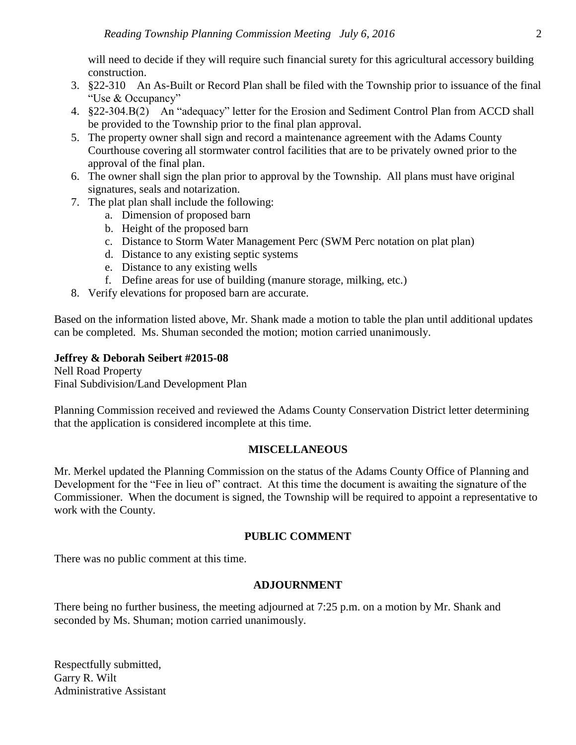will need to decide if they will require such financial surety for this agricultural accessory building construction.

3. §22-310 An As-Built or Record Plan shall be filed with the Township prior to issuance of the final "Use & Occupancy"
4. §22-304.B(2) An "adequacy" letter for the Erosion and Sediment Control Plan from ACCD shall be provided to the Township prior to the final plan approval.
5. The property owner shall sign and record a maintenance agreement with the Adams County Courthouse covering all stormwater control facilities that are to be privately owned prior to the approval of the final plan.
6. The owner shall sign the plan prior to approval by the Township. All plans must have original signatures, seals and notarization.
7. The plat plan shall include the following:
    a. Dimension of proposed barn
    b. Height of the proposed barn
    c. Distance to Storm Water Management Perc (SWM Perc notation on plat plan)
    d. Distance to any existing septic systems
    e. Distance to any existing wells
    f. Define areas for use of building (manure storage, milking, etc.)
8. Verify elevations for proposed barn are accurate.

Based on the information listed above, Mr. Shank made a motion to table the plan until additional updates can be completed. Ms. Shuman seconded the motion; motion carried unanimously.

**Jeffrey & Deborah Seibert #2015-08**
Nell Road Property
Final Subdivision/Land Development Plan

Planning Commission received and reviewed the Adams County Conservation District letter determining that the application is considered incomplete at this time.

## MISCELLANEOUS

Mr. Merkel updated the Planning Commission on the status of the Adams County Office of Planning and Development for the "Fee in lieu of" contract. At this time the document is awaiting the signature of the Commissioner. When the document is signed, the Township will be required to appoint a representative to work with the County.

## PUBLIC COMMENT

There was no public comment at this time.

## ADJOURNMENT

There being no further business, the meeting adjourned at 7:25 p.m. on a motion by Mr. Shank and seconded by Ms. Shuman; motion carried unanimously.

Respectfully submitted,
Garry R. Wilt
Administrative Assistant